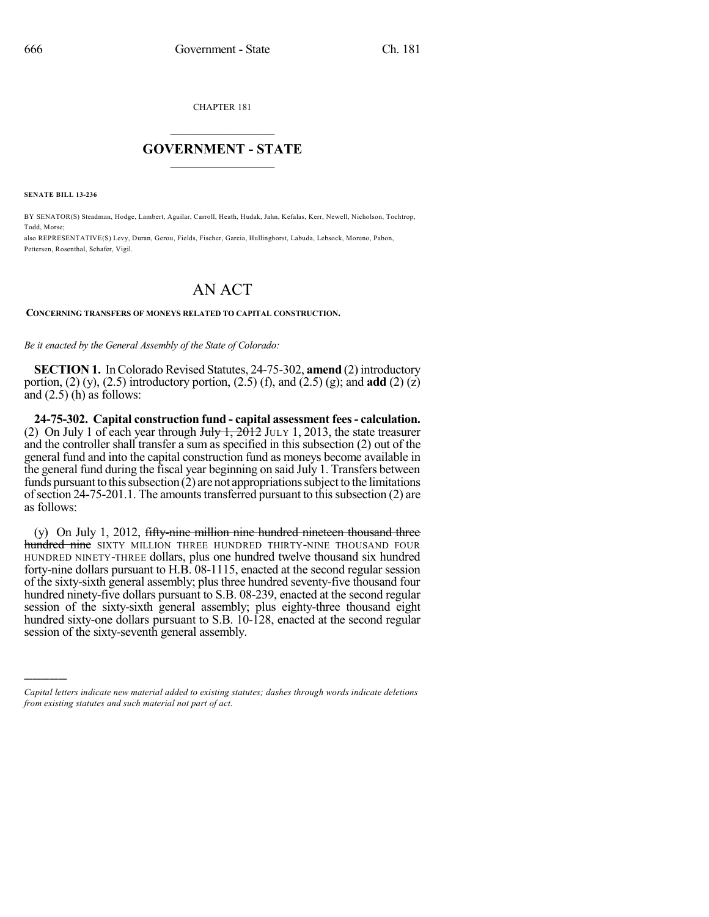CHAPTER 181

# GOVERNMENT - STATE

**SENATE BILL 13-236**

BY SENATOR(S) Steadman, Hodge, Lambert, Aguilar, Carroll, Heath, Hudak, Jahn, Kefalas, Kerr, Newell, Nicholson, Tochtrop, Todd, Morse;
also REPRESENTATIVE(S) Levy, Duran, Gerou, Fields, Fischer, Garcia, Hullinghorst, Labuda, Lebsock, Moreno, Pabon, Pettersen, Rosenthal, Schafer, Vigil.

# AN ACT

**CONCERNING TRANSFERS OF MONEYS RELATED TO CAPITAL CONSTRUCTION.**

*Be it enacted by the General Assembly of the State of Colorado:*

**SECTION 1.** In Colorado Revised Statutes, 24-75-302, **amend** (2) introductory portion, (2) (y), (2.5) introductory portion, (2.5) (f), and (2.5) (g); and **add** (2) (z) and (2.5) (h) as follows:

**24-75-302. Capital construction fund - capital assessment fees - calculation.** (2) On July 1 of each year through ~~July 1, 2012~~ JULY 1, 2013, the state treasurer and the controller shall transfer a sum as specified in this subsection (2) out of the general fund and into the capital construction fund as moneys become available in the general fund during the fiscal year beginning on said July 1. Transfers between funds pursuant to this subsection (2) are not appropriations subject to the limitations of section 24-75-201.1. The amounts transferred pursuant to this subsection (2) are as follows:

(y) On July 1, 2012, ~~fifty-nine million nine hundred nineteen thousand three hundred nine~~ SIXTY MILLION THREE HUNDRED THIRTY-NINE THOUSAND FOUR HUNDRED NINETY-THREE dollars, plus one hundred twelve thousand six hundred forty-nine dollars pursuant to H.B. 08-1115, enacted at the second regular session of the sixty-sixth general assembly; plus three hundred seventy-five thousand four hundred ninety-five dollars pursuant to S.B. 08-239, enacted at the second regular session of the sixty-sixth general assembly; plus eighty-three thousand eight hundred sixty-one dollars pursuant to S.B. 10-128, enacted at the second regular session of the sixty-seventh general assembly.

---

*Capital letters indicate new material added to existing statutes; dashes through words indicate deletions from existing statutes and such material not part of act.*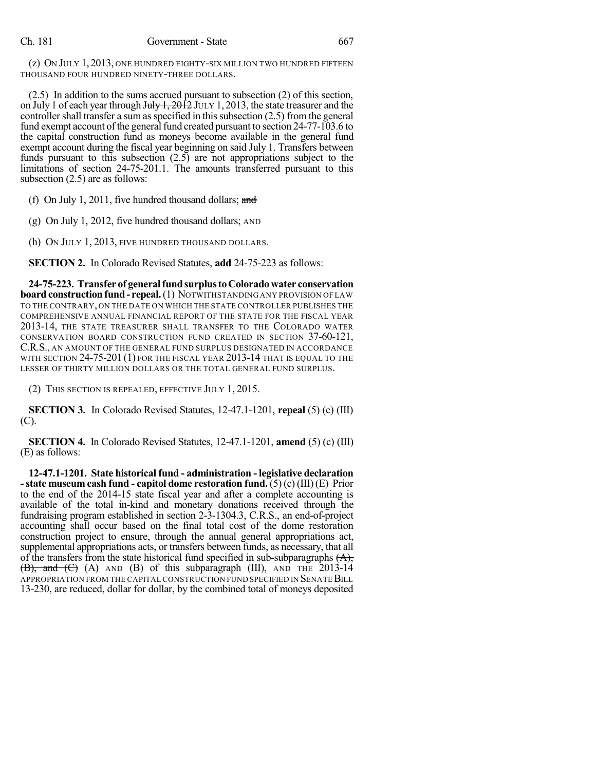(z) ON JULY 1, 2013, ONE HUNDRED EIGHTY-SIX MILLION TWO HUNDRED FIFTEEN THOUSAND FOUR HUNDRED NINETY-THREE DOLLARS.

(2.5) In addition to the sums accrued pursuant to subsection (2) of this section, on July 1 of each year through ~~July 1, 2012~~ JULY 1, 2013, the state treasurer and the controller shall transfer a sum as specified in this subsection (2.5) from the general fund exempt account of the general fund created pursuant to section 24-77-103.6 to the capital construction fund as moneys become available in the general fund exempt account during the fiscal year beginning on said July 1. Transfers between funds pursuant to this subsection (2.5) are not appropriations subject to the limitations of section 24-75-201.1. The amounts transferred pursuant to this subsection (2.5) are as follows:

(f) On July 1, 2011, five hundred thousand dollars; ~~and~~

(g) On July 1, 2012, five hundred thousand dollars; AND

(h) ON JULY 1, 2013, FIVE HUNDRED THOUSAND DOLLARS.

**SECTION 2.** In Colorado Revised Statutes, **add** 24-75-223 as follows:

**24-75-223. Transfer of general fund surplus to Colorado water conservation board construction fund - repeal.** (1) NOTWITHSTANDING ANY PROVISION OF LAW TO THE CONTRARY, ON THE DATE ON WHICH THE STATE CONTROLLER PUBLISHES THE COMPREHENSIVE ANNUAL FINANCIAL REPORT OF THE STATE FOR THE FISCAL YEAR 2013-14, THE STATE TREASURER SHALL TRANSFER TO THE COLORADO WATER CONSERVATION BOARD CONSTRUCTION FUND CREATED IN SECTION 37-60-121, C.R.S., AN AMOUNT OF THE GENERAL FUND SURPLUS DESIGNATED IN ACCORDANCE WITH SECTION 24-75-201 (1) FOR THE FISCAL YEAR 2013-14 THAT IS EQUAL TO THE LESSER OF THIRTY MILLION DOLLARS OR THE TOTAL GENERAL FUND SURPLUS.

(2) THIS SECTION IS REPEALED, EFFECTIVE JULY 1, 2015.

**SECTION 3.** In Colorado Revised Statutes, 12-47.1-1201, **repeal** (5) (c) (III) (C).

**SECTION 4.** In Colorado Revised Statutes, 12-47.1-1201, **amend** (5) (c) (III) (E) as follows:

**12-47.1-1201. State historical fund - administration - legislative declaration - state museum cash fund - capitol dome restoration fund.** (5) (c) (III) (E) Prior to the end of the 2014-15 state fiscal year and after a complete accounting is available of the total in-kind and monetary donations received through the fundraising program established in section 2-3-1304.3, C.R.S., an end-of-project accounting shall occur based on the final total cost of the dome restoration construction project to ensure, through the annual general appropriations act, supplemental appropriations acts, or transfers between funds, as necessary, that all of the transfers from the state historical fund specified in sub-subparagraphs ~~(A), (B), and (C)~~ (A) AND (B) of this subparagraph (III), AND THE 2013-14 APPROPRIATION FROM THE CAPITAL CONSTRUCTION FUND SPECIFIED IN SENATE BILL 13-230, are reduced, dollar for dollar, by the combined total of moneys deposited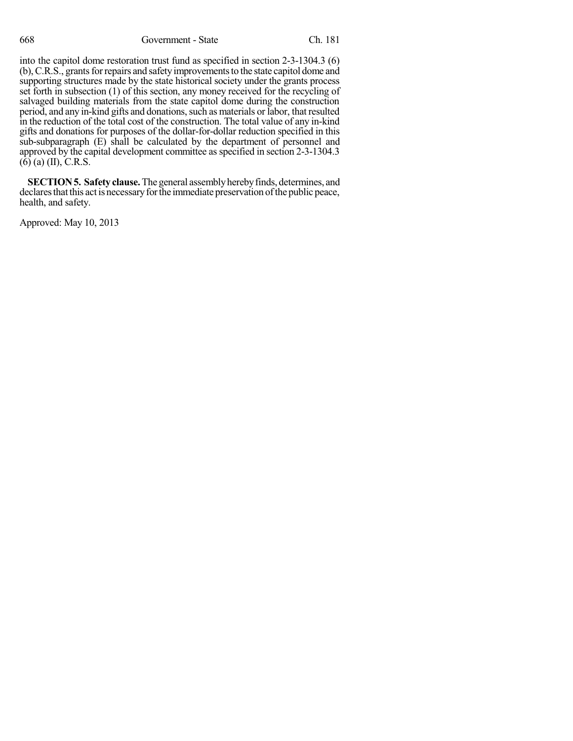into the capitol dome restoration trust fund as specified in section 2-3-1304.3 (6) (b), C.R.S., grants for repairs and safety improvements to the state capitol dome and supporting structures made by the state historical society under the grants process set forth in subsection (1) of this section, any money received for the recycling of salvaged building materials from the state capitol dome during the construction period, and any in-kind gifts and donations, such as materials or labor, that resulted in the reduction of the total cost of the construction. The total value of any in-kind gifts and donations for purposes of the dollar-for-dollar reduction specified in this sub-subparagraph (E) shall be calculated by the department of personnel and approved by the capital development committee as specified in section 2-3-1304.3 (6) (a) (II), C.R.S.

**SECTION 5. Safety clause.** The general assembly hereby finds, determines, and declares that this act is necessary for the immediate preservation of the public peace, health, and safety.

Approved: May 10, 2013